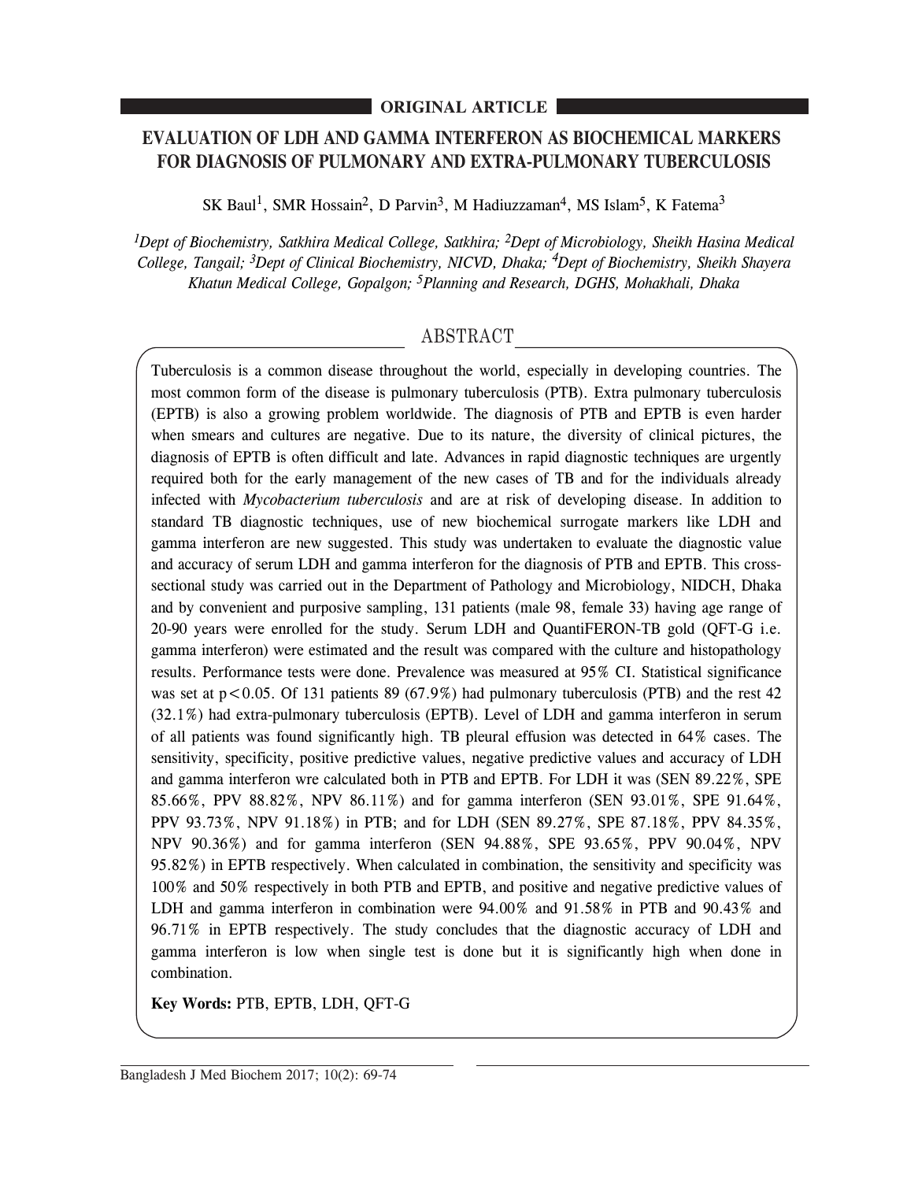**ORIGINAL ARTICLE**

# EVALUATION OF LDH AND GAMMA INTERFERON AS BIOCHEMICAL MARKERS FOR DIAGNOSIS OF PULMONARY AND EXTRA-PULMONARY TUBERCULOSIS

SK Baul[1], SMR Hossain[2], D Parvin[3], M Hadiuzzaman[4], MS Islam[5], K Fatema[3]

*[1]Dept of Biochemistry, Satkhira Medical College, Satkhira; [2]Dept of Microbiology, Sheikh Hasina Medical College, Tangail; [3]Dept of Clinical Biochemistry, NICVD, Dhaka; [4]Dept of Biochemistry, Sheikh Shayera Khatun Medical College, Gopalgon; [5]Planning and Research, DGHS, Mohakhali, Dhaka*

## ABSTRACT

Tuberculosis is a common disease throughout the world, especially in developing countries. The most common form of the disease is pulmonary tuberculosis (PTB). Extra pulmonary tuberculosis (EPTB) is also a growing problem worldwide. The diagnosis of PTB and EPTB is even harder when smears and cultures are negative. Due to its nature, the diversity of clinical pictures, the diagnosis of EPTB is often difficult and late. Advances in rapid diagnostic techniques are urgently required both for the early management of the new cases of TB and for the individuals already infected with *Mycobacterium tuberculosis* and are at risk of developing disease. In addition to standard TB diagnostic techniques, use of new biochemical surrogate markers like LDH and gamma interferon are new suggested. This study was undertaken to evaluate the diagnostic value and accuracy of serum LDH and gamma interferon for the diagnosis of PTB and EPTB. This cross-sectional study was carried out in the Department of Pathology and Microbiology, NIDCH, Dhaka and by convenient and purposive sampling, 131 patients (male 98, female 33) having age range of 20-90 years were enrolled for the study. Serum LDH and QuantiFERON-TB gold (QFT-G i.e. gamma interferon) were estimated and the result was compared with the culture and histopathology results. Performance tests were done. Prevalence was measured at 95% CI. Statistical significance was set at $p<0.05$. Of 131 patients 89 (67.9%) had pulmonary tuberculosis (PTB) and the rest 42 (32.1%) had extra-pulmonary tuberculosis (EPTB). Level of LDH and gamma interferon in serum of all patients was found significantly high. TB pleural effusion was detected in 64% cases. The sensitivity, specificity, positive predictive values, negative predictive values and accuracy of LDH and gamma interferon wre calculated both in PTB and EPTB. For LDH it was (SEN 89.22%, SPE 85.66%, PPV 88.82%, NPV 86.11%) and for gamma interferon (SEN 93.01%, SPE 91.64%, PPV 93.73%, NPV 91.18%) in PTB; and for LDH (SEN 89.27%, SPE 87.18%, PPV 84.35%, NPV 90.36%) and for gamma interferon (SEN 94.88%, SPE 93.65%, PPV 90.04%, NPV 95.82%) in EPTB respectively. When calculated in combination, the sensitivity and specificity was 100% and 50% respectively in both PTB and EPTB, and positive and negative predictive values of LDH and gamma interferon in combination were 94.00% and 91.58% in PTB and 90.43% and 96.71% in EPTB respectively. The study concludes that the diagnostic accuracy of LDH and gamma interferon is low when single test is done but it is significantly high when done in combination.

**Key Words:** PTB, EPTB, LDH, QFT-G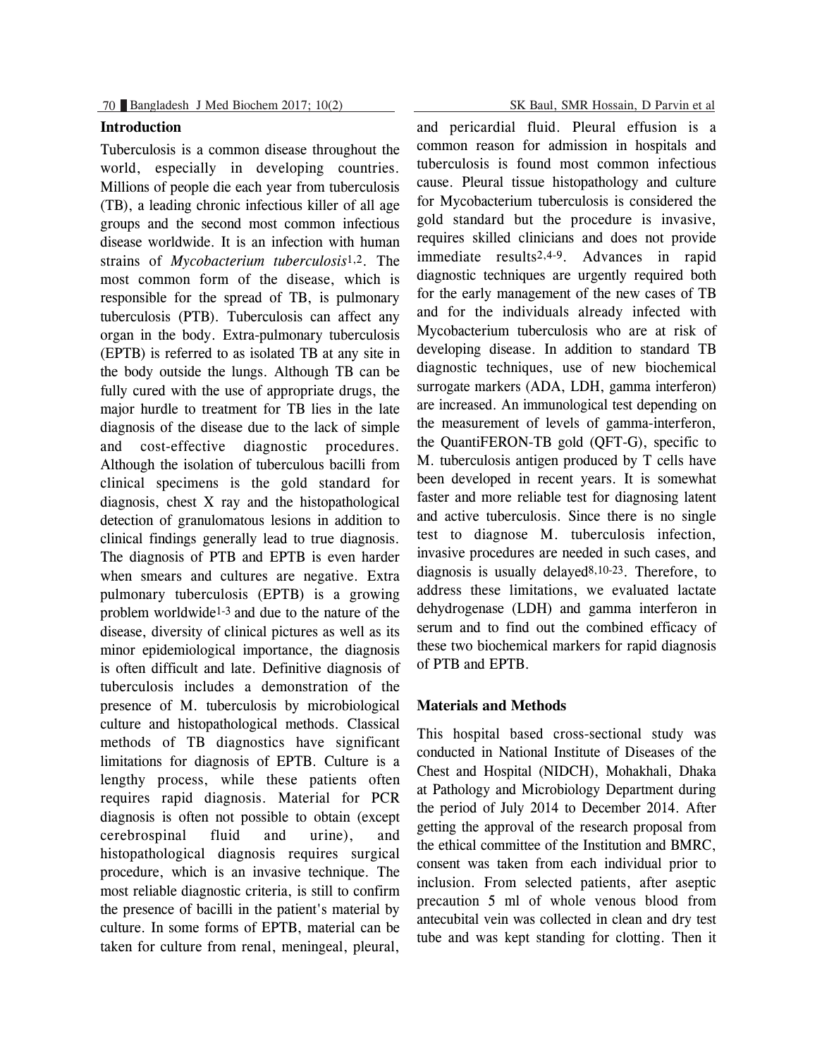## Introduction

Tuberculosis is a common disease throughout the world, especially in developing countries. Millions of people die each year from tuberculosis (TB), a leading chronic infectious killer of all age groups and the second most common infectious disease worldwide. It is an infection with human strains of *Mycobacterium tuberculosis*[1,2]. The most common form of the disease, which is responsible for the spread of TB, is pulmonary tuberculosis (PTB). Tuberculosis can affect any organ in the body. Extra-pulmonary tuberculosis (EPTB) is referred to as isolated TB at any site in the body outside the lungs. Although TB can be fully cured with the use of appropriate drugs, the major hurdle to treatment for TB lies in the late diagnosis of the disease due to the lack of simple and cost-effective diagnostic procedures. Although the isolation of tuberculous bacilli from clinical specimens is the gold standard for diagnosis, chest X ray and the histopathological detection of granulomatous lesions in addition to clinical findings generally lead to true diagnosis. The diagnosis of PTB and EPTB is even harder when smears and cultures are negative. Extra pulmonary tuberculosis (EPTB) is a growing problem worldwide[1-3] and due to the nature of the disease, diversity of clinical pictures as well as its minor epidemiological importance, the diagnosis is often difficult and late. Definitive diagnosis of tuberculosis includes a demonstration of the presence of M. tuberculosis by microbiological culture and histopathological methods. Classical methods of TB diagnostics have significant limitations for diagnosis of EPTB. Culture is a lengthy process, while these patients often requires rapid diagnosis. Material for PCR diagnosis is often not possible to obtain (except cerebrospinal fluid and urine), and histopathological diagnosis requires surgical procedure, which is an invasive technique. The most reliable diagnostic criteria, is still to confirm the presence of bacilli in the patient's material by culture. In some forms of EPTB, material can be taken for culture from renal, meningeal, pleural, and pericardial fluid. Pleural effusion is a common reason for admission in hospitals and tuberculosis is found most common infectious cause. Pleural tissue histopathology and culture for Mycobacterium tuberculosis is considered the gold standard but the procedure is invasive, requires skilled clinicians and does not provide immediate results[2,4-9]. Advances in rapid diagnostic techniques are urgently required both for the early management of the new cases of TB and for the individuals already infected with Mycobacterium tuberculosis who are at risk of developing disease. In addition to standard TB diagnostic techniques, use of new biochemical surrogate markers (ADA, LDH, gamma interferon) are increased. An immunological test depending on the measurement of levels of gamma-interferon, the QuantiFERON-TB gold (QFT-G), specific to M. tuberculosis antigen produced by T cells have been developed in recent years. It is somewhat faster and more reliable test for diagnosing latent and active tuberculosis. Since there is no single test to diagnose M. tuberculosis infection, invasive procedures are needed in such cases, and diagnosis is usually delayed[8,10-23]. Therefore, to address these limitations, we evaluated lactate dehydrogenase (LDH) and gamma interferon in serum and to find out the combined efficacy of these two biochemical markers for rapid diagnosis of PTB and EPTB.

## Materials and Methods

This hospital based cross-sectional study was conducted in National Institute of Diseases of the Chest and Hospital (NIDCH), Mohakhali, Dhaka at Pathology and Microbiology Department during the period of July 2014 to December 2014. After getting the approval of the research proposal from the ethical committee of the Institution and BMRC, consent was taken from each individual prior to inclusion. From selected patients, after aseptic precaution 5 ml of whole venous blood from antecubital vein was collected in clean and dry test tube and was kept standing for clotting. Then it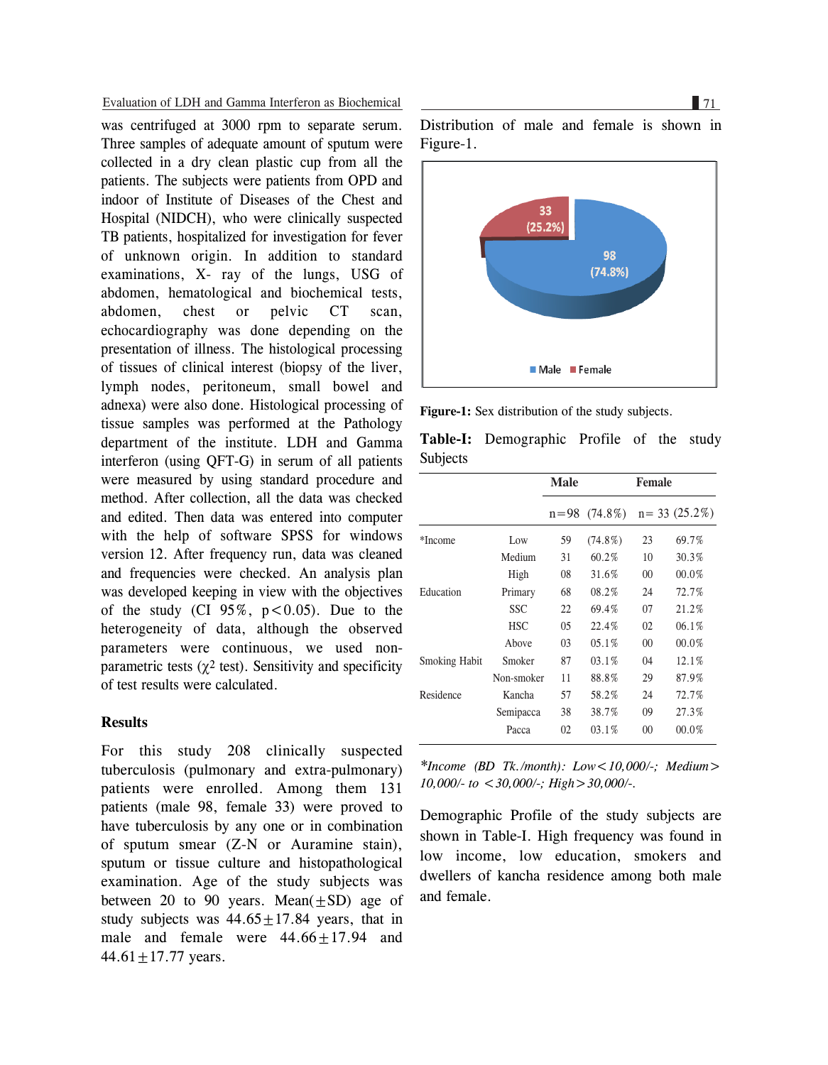was centrifuged at 3000 rpm to separate serum. Three samples of adequate amount of sputum were collected in a dry clean plastic cup from all the patients. The subjects were patients from OPD and indoor of Institute of Diseases of the Chest and Hospital (NIDCH), who were clinically suspected TB patients, hospitalized for investigation for fever of unknown origin. In addition to standard examinations, X- ray of the lungs, USG of abdomen, hematological and biochemical tests, abdomen, chest or pelvic CT scan, echocardiography was done depending on the presentation of illness. The histological processing of tissues of clinical interest (biopsy of the liver, lymph nodes, peritoneum, small bowel and adnexa) were also done. Histological processing of tissue samples was performed at the Pathology department of the institute. LDH and Gamma interferon (using QFT-G) in serum of all patients were measured by using standard procedure and method. After collection, all the data was checked and edited. Then data was entered into computer with the help of software SPSS for windows version 12. After frequency run, data was cleaned and frequencies were checked. An analysis plan was developed keeping in view with the objectives of the study (CI 95%, $p<0.05$). Due to the heterogeneity of data, although the observed parameters were continuous, we used non-parametric tests ($\chi^2$ test). Sensitivity and specificity of test results were calculated.

## Results

For this study 208 clinically suspected tuberculosis (pulmonary and extra-pulmonary) patients were enrolled. Among them 131 patients (male 98, female 33) were proved to have tuberculosis by any one or in combination of sputum smear (Z-N or Auramine stain), sputum or tissue culture and histopathological examination. Age of the study subjects was between 20 to 90 years. Mean($\pm$SD) age of study subjects was 44.65$\pm$17.84 years, that in male and female were 44.66$\pm$17.94 and 44.61$\pm$17.77 years.

Distribution of male and female is shown in Figure-1.

**Figure-1:** Sex distribution of the study subjects.

**Table-I:** Demographic Profile of the study Subjects

| | | Male | | Female | |
|---|---|---|---|---|---|
| | | n=98 | (74.8%) | n= 33 | (25.2%) |
| *Income | Low | 59 | (74.8%) | 23 | 69.7% |
| | Medium | 31 | 60.2% | 10 | 30.3% |
| | High | 08 | 31.6% | 00 | 00.0% |
| Education | Primary | 68 | 08.2% | 24 | 72.7% |
| | SSC | 22 | 69.4% | 07 | 21.2% |
| | HSC | 05 | 22.4% | 02 | 06.1% |
| | Above | 03 | 05.1% | 00 | 00.0% |
| Smoking Habit | Smoker | 87 | 03.1% | 04 | 12.1% |
| | Non-smoker | 11 | 88.8% | 29 | 87.9% |
| Residence | Kancha | 57 | 58.2% | 24 | 72.7% |
| | Semipacca | 38 | 38.7% | 09 | 27.3% |
| | Pacca | 02 | 03.1% | 00 | 00.0% |

*\*Income (BD Tk./month): Low<10,000/-; Medium> 10,000/- to <30,000/-; High>30,000/-.*

Demographic Profile of the study subjects are shown in Table-I. High frequency was found in low income, low education, smokers and dwellers of kancha residence among both male and female.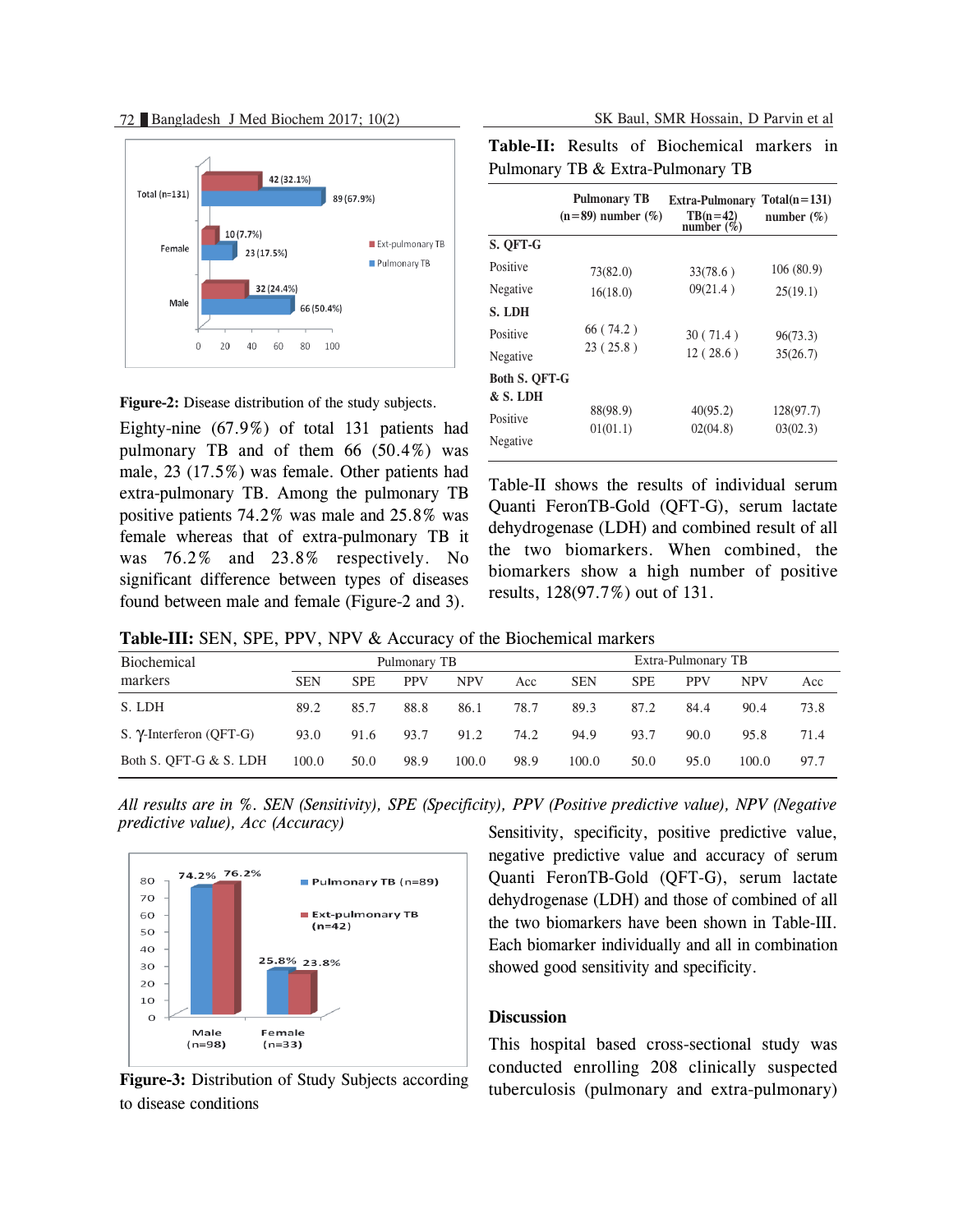Figure-2: Disease distribution of the study subjects.

Eighty-nine (67.9%) of total 131 patients had pulmonary TB and of them 66 (50.4%) was male, 23 (17.5%) was female. Other patients had extra-pulmonary TB. Among the pulmonary TB positive patients 74.2% was male and 25.8% was female whereas that of extra-pulmonary TB it was 76.2% and 23.8% respectively. No significant difference between types of diseases found between male and female (Figure-2 and 3).

Figure-3: Distribution of Study Subjects according to disease conditions

**Table-II:** Results of Biochemical markers in Pulmonary TB & Extra-Pulmonary TB

| | Pulmonary TB (n=89) number (%) | Extra-Pulmonary TB(n=42) number (%) | Total(n=131) number (%) |
|---|---|---|---|
| **S. QFT-G** | | | |
| Positive | 73(82.0) | 33(78.6 ) | 106 (80.9) |
| Negative | 16(18.0) | 09(21.4 ) | 25(19.1) |
| **S. LDH** | | | |
| Positive | 66 ( 74.2 ) | 30 ( 71.4 ) | 96(73.3) |
| Negative | 23 ( 25.8 ) | 12 ( 28.6 ) | 35(26.7) |
| **Both S. QFT-G & S. LDH** | | | |
| Positive | 88(98.9) | 40(95.2) | 128(97.7) |
| Negative | 01(01.1) | 02(04.8) | 03(02.3) |

Table-II shows the results of individual serum Quanti FeronTB-Gold (QFT-G), serum lactate dehydrogenase (LDH) and combined result of all the two biomarkers. When combined, the biomarkers show a high number of positive results, 128(97.7%) out of 131.

**Table-III:** SEN, SPE, PPV, NPV & Accuracy of the Biochemical markers

| Biochemical markers | Pulmonary TB | | | | | Extra-Pulmonary TB | | | | |
|---|---|---|---|---|---|---|---|---|---|---|
| | SEN | SPE | PPV | NPV | Acc | SEN | SPE | PPV | NPV | Acc |
| S. LDH | 89.2 | 85.7 | 88.8 | 86.1 | 78.7 | 89.3 | 87.2 | 84.4 | 90.4 | 73.8 |
| S. γ-Interferon (QFT-G) | 93.0 | 91.6 | 93.7 | 91.2 | 74.2 | 94.9 | 93.7 | 90.0 | 95.8 | 71.4 |
| Both S. QFT-G & S. LDH | 100.0 | 50.0 | 98.9 | 100.0 | 98.9 | 100.0 | 50.0 | 95.0 | 100.0 | 97.7 |

*All results are in %. SEN (Sensitivity), SPE (Specificity), PPV (Positive predictive value), NPV (Negative predictive value), Acc (Accuracy)*

Sensitivity, specificity, positive predictive value, negative predictive value and accuracy of serum Quanti FeronTB-Gold (QFT-G), serum lactate dehydrogenase (LDH) and those of combined of all the two biomarkers have been shown in Table-III. Each biomarker individually and all in combination showed good sensitivity and specificity.

## Discussion

This hospital based cross-sectional study was conducted enrolling 208 clinically suspected tuberculosis (pulmonary and extra-pulmonary)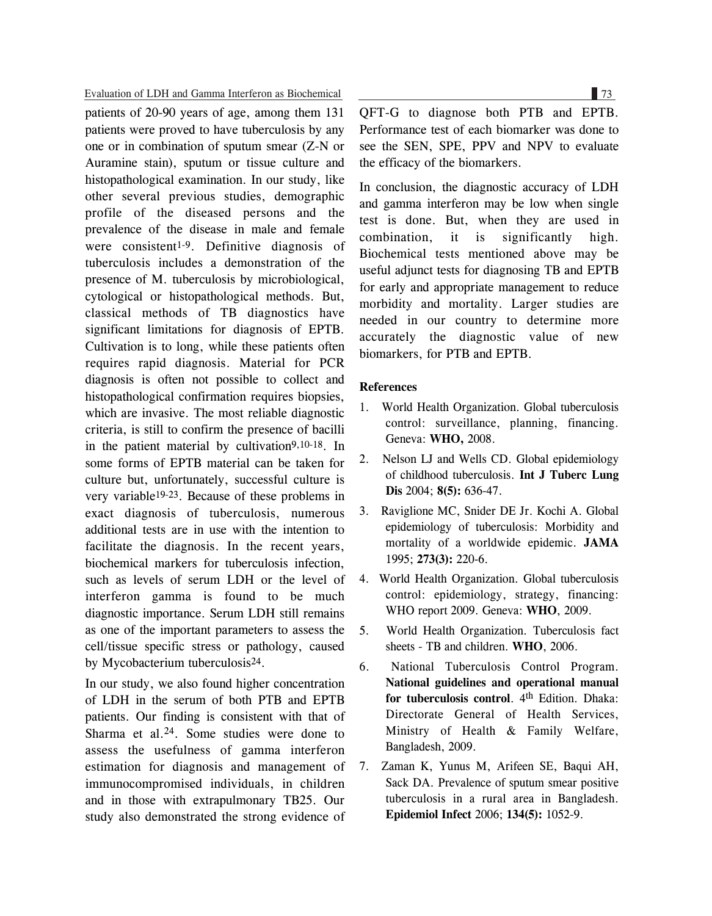patients of 20-90 years of age, among them 131 patients were proved to have tuberculosis by any one or in combination of sputum smear (Z-N or Auramine stain), sputum or tissue culture and histopathological examination. In our study, like other several previous studies, demographic profile of the diseased persons and the prevalence of the disease in male and female were consistent[1-9]. Definitive diagnosis of tuberculosis includes a demonstration of the presence of M. tuberculosis by microbiological, cytological or histopathological methods. But, classical methods of TB diagnostics have significant limitations for diagnosis of EPTB. Cultivation is to long, while these patients often requires rapid diagnosis. Material for PCR diagnosis is often not possible to collect and histopathological confirmation requires biopsies, which are invasive. The most reliable diagnostic criteria, is still to confirm the presence of bacilli in the patient material by cultivation[9,10-18]. In some forms of EPTB material can be taken for culture but, unfortunately, successful culture is very variable[19-23]. Because of these problems in exact diagnosis of tuberculosis, numerous additional tests are in use with the intention to facilitate the diagnosis. In the recent years, biochemical markers for tuberculosis infection, such as levels of serum LDH or the level of interferon gamma is found to be much diagnostic importance. Serum LDH still remains as one of the important parameters to assess the cell/tissue specific stress or pathology, caused by Mycobacterium tuberculosis[24].

In our study, we also found higher concentration of LDH in the serum of both PTB and EPTB patients. Our finding is consistent with that of Sharma et al.[24]. Some studies were done to assess the usefulness of gamma interferon estimation for diagnosis and management of immunocompromised individuals, in children and in those with extrapulmonary TB25. Our study also demonstrated the strong evidence of QFT-G to diagnose both PTB and EPTB. Performance test of each biomarker was done to see the SEN, SPE, PPV and NPV to evaluate the efficacy of the biomarkers.

In conclusion, the diagnostic accuracy of LDH and gamma interferon may be low when single test is done. But, when they are used in combination, it is significantly high. Biochemical tests mentioned above may be useful adjunct tests for diagnosing TB and EPTB for early and appropriate management to reduce morbidity and mortality. Larger studies are needed in our country to determine more accurately the diagnostic value of new biomarkers, for PTB and EPTB.

**References**

1. World Health Organization. Global tuberculosis control: surveillance, planning, financing. Geneva: **WHO,** 2008.
2. Nelson LJ and Wells CD. Global epidemiology of childhood tuberculosis. **Int J Tuberc Lung Dis** 2004; **8(5):** 636-47.
3. Raviglione MC, Snider DE Jr. Kochi A. Global epidemiology of tuberculosis: Morbidity and mortality of a worldwide epidemic. **JAMA** 1995; **273(3):** 220-6.
4. World Health Organization. Global tuberculosis control: epidemiology, strategy, financing: WHO report 2009. Geneva: **WHO**, 2009.
5. World Health Organization. Tuberculosis fact sheets - TB and children. **WHO**, 2006.
6. National Tuberculosis Control Program. **National guidelines and operational manual for tuberculosis control**. 4th Edition. Dhaka: Directorate General of Health Services, Ministry of Health & Family Welfare, Bangladesh, 2009.
7. Zaman K, Yunus M, Arifeen SE, Baqui AH, Sack DA. Prevalence of sputum smear positive tuberculosis in a rural area in Bangladesh. **Epidemiol Infect** 2006; **134(5):** 1052-9.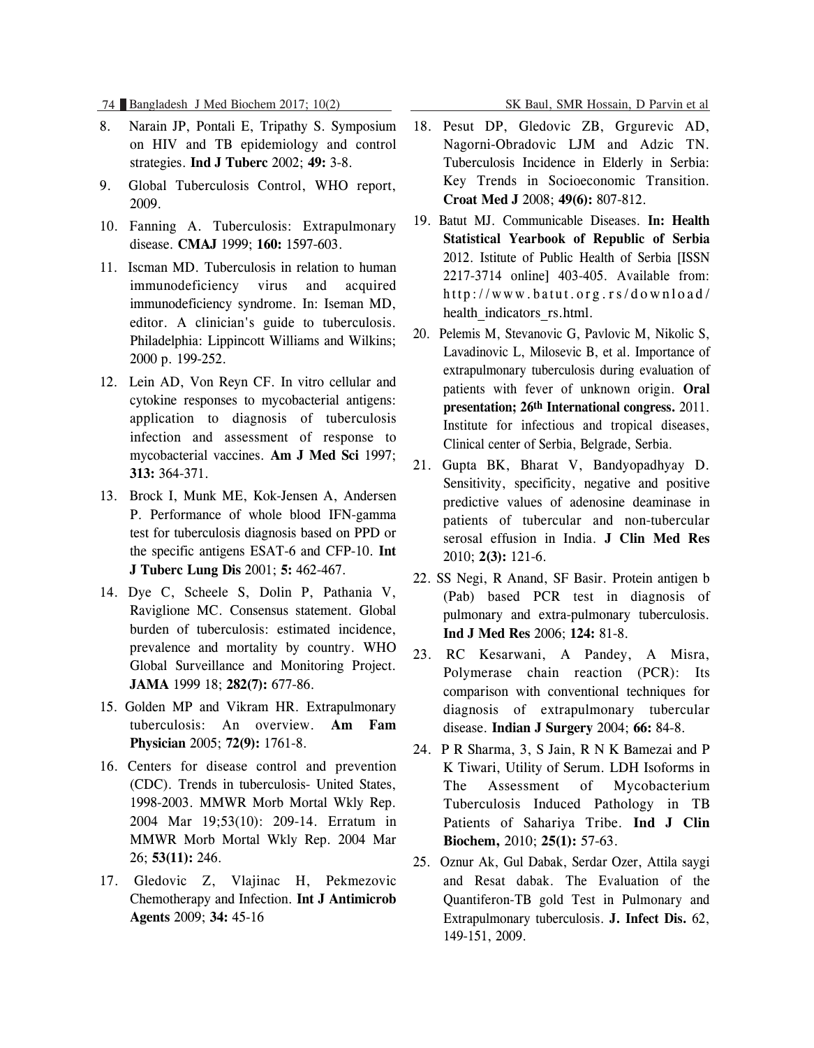8. Narain JP, Pontali E, Tripathy S. Symposium on HIV and TB epidemiology and control strategies. **Ind J Tuberc** 2002; **49:** 3-8.

9. Global Tuberculosis Control, WHO report, 2009.

10. Fanning A. Tuberculosis: Extrapulmonary disease. **CMAJ** 1999; **160:** 1597-603.

11. Iscman MD. Tuberculosis in relation to human immunodeficiency virus and acquired immunodeficiency syndrome. In: Iseman MD, editor. A clinician's guide to tuberculosis. Philadelphia: Lippincott Williams and Wilkins; 2000 p. 199-252.

12. Lein AD, Von Reyn CF. In vitro cellular and cytokine responses to mycobacterial antigens: application to diagnosis of tuberculosis infection and assessment of response to mycobacterial vaccines. **Am J Med Sci** 1997; **313:** 364-371.

13. Brock I, Munk ME, Kok-Jensen A, Andersen P. Performance of whole blood IFN-gamma test for tuberculosis diagnosis based on PPD or the specific antigens ESAT-6 and CFP-10. **Int J Tuberc Lung Dis** 2001; **5:** 462-467.

14. Dye C, Scheele S, Dolin P, Pathania V, Raviglione MC. Consensus statement. Global burden of tuberculosis: estimated incidence, prevalence and mortality by country. WHO Global Surveillance and Monitoring Project. **JAMA** 1999 18; **282(7):** 677-86.

15. Golden MP and Vikram HR. Extrapulmonary tuberculosis: An overview. **Am Fam Physician** 2005; **72(9):** 1761-8.

16. Centers for disease control and prevention (CDC). Trends in tuberculosis- United States, 1998-2003. MMWR Morb Mortal Wkly Rep. 2004 Mar 19;53(10): 209-14. Erratum in MMWR Morb Mortal Wkly Rep. 2004 Mar 26; **53(11):** 246.

17. Gledovic Z, Vlajinac H, Pekmezovic Chemotherapy and Infection. **Int J Antimicrob Agents** 2009; **34:** 45-16

18. Pesut DP, Gledovic ZB, Grgurevic AD, Nagorni-Obradovic LJM and Adzic TN. Tuberculosis Incidence in Elderly in Serbia: Key Trends in Socioeconomic Transition. **Croat Med J** 2008; **49(6):** 807-812.

19. Batut MJ. Communicable Diseases. **In: Health Statistical Yearbook of Republic of Serbia** 2012. Istitute of Public Health of Serbia [ISSN 2217-3714 online] 403-405. Available from: http://www.batut.org.rs/download/health_indicators_rs.html.

20. Pelemis M, Stevanovic G, Pavlovic M, Nikolic S, Lavadinovic L, Milosevic B, et al. Importance of extrapulmonary tuberculosis during evaluation of patients with fever of unknown origin. **Oral presentation; 26th International congress.** 2011. Institute for infectious and tropical diseases, Clinical center of Serbia, Belgrade, Serbia.

21. Gupta BK, Bharat V, Bandyopadhyay D. Sensitivity, specificity, negative and positive predictive values of adenosine deaminase in patients of tubercular and non-tubercular serosal effusion in India. **J Clin Med Res** 2010; **2(3):** 121-6.

22. SS Negi, R Anand, SF Basir. Protein antigen b (Pab) based PCR test in diagnosis of pulmonary and extra-pulmonary tuberculosis. **Ind J Med Res** 2006; **124:** 81-8.

23. RC Kesarwani, A Pandey, A Misra, Polymerase chain reaction (PCR): Its comparison with conventional techniques for diagnosis of extrapulmonary tubercular disease. **Indian J Surgery** 2004; **66:** 84-8.

24. P R Sharma, 3, S Jain, R N K Bamezai and P K Tiwari, Utility of Serum. LDH Isoforms in The Assessment of Mycobacterium Tuberculosis Induced Pathology in TB Patients of Sahariya Tribe. **Ind J Clin Biochem,** 2010; **25(1):** 57-63.

25. Oznur Ak, Gul Dabak, Serdar Ozer, Attila saygi and Resat dabak. The Evaluation of the Quantiferon-TB gold Test in Pulmonary and Extrapulmonary tuberculosis. **J. Infect Dis.** 62, 149-151, 2009.